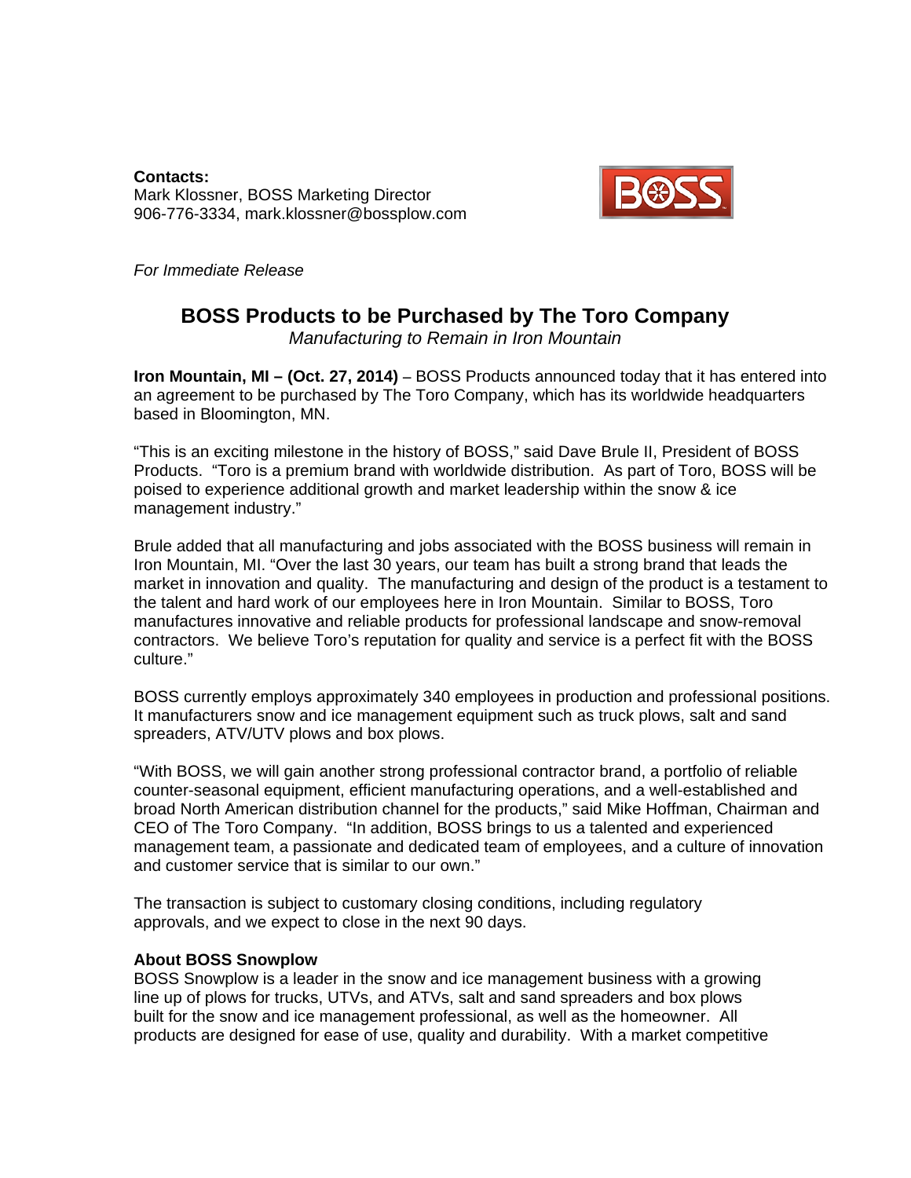**Contacts:**
Mark Klossner, BOSS Marketing Director
906-776-3334, mark.klossner@bossplow.com

*For Immediate Release*

# BOSS Products to be Purchased by The Toro Company

*Manufacturing to Remain in Iron Mountain*

**Iron Mountain, MI – (Oct. 27, 2014)** – BOSS Products announced today that it has entered into an agreement to be purchased by The Toro Company, which has its worldwide headquarters based in Bloomington, MN.

"This is an exciting milestone in the history of BOSS," said Dave Brule II, President of BOSS Products. "Toro is a premium brand with worldwide distribution. As part of Toro, BOSS will be poised to experience additional growth and market leadership within the snow & ice management industry."

Brule added that all manufacturing and jobs associated with the BOSS business will remain in Iron Mountain, MI. "Over the last 30 years, our team has built a strong brand that leads the market in innovation and quality. The manufacturing and design of the product is a testament to the talent and hard work of our employees here in Iron Mountain. Similar to BOSS, Toro manufactures innovative and reliable products for professional landscape and snow-removal contractors. We believe Toro's reputation for quality and service is a perfect fit with the BOSS culture."

BOSS currently employs approximately 340 employees in production and professional positions. It manufacturers snow and ice management equipment such as truck plows, salt and sand spreaders, ATV/UTV plows and box plows.

"With BOSS, we will gain another strong professional contractor brand, a portfolio of reliable counter-seasonal equipment, efficient manufacturing operations, and a well-established and broad North American distribution channel for the products," said Mike Hoffman, Chairman and CEO of The Toro Company. "In addition, BOSS brings to us a talented and experienced management team, a passionate and dedicated team of employees, and a culture of innovation and customer service that is similar to our own."

The transaction is subject to customary closing conditions, including regulatory approvals, and we expect to close in the next 90 days.

**About BOSS Snowplow**

BOSS Snowplow is a leader in the snow and ice management business with a growing line up of plows for trucks, UTVs, and ATVs, salt and sand spreaders and box plows built for the snow and ice management professional, as well as the homeowner. All products are designed for ease of use, quality and durability. With a market competitive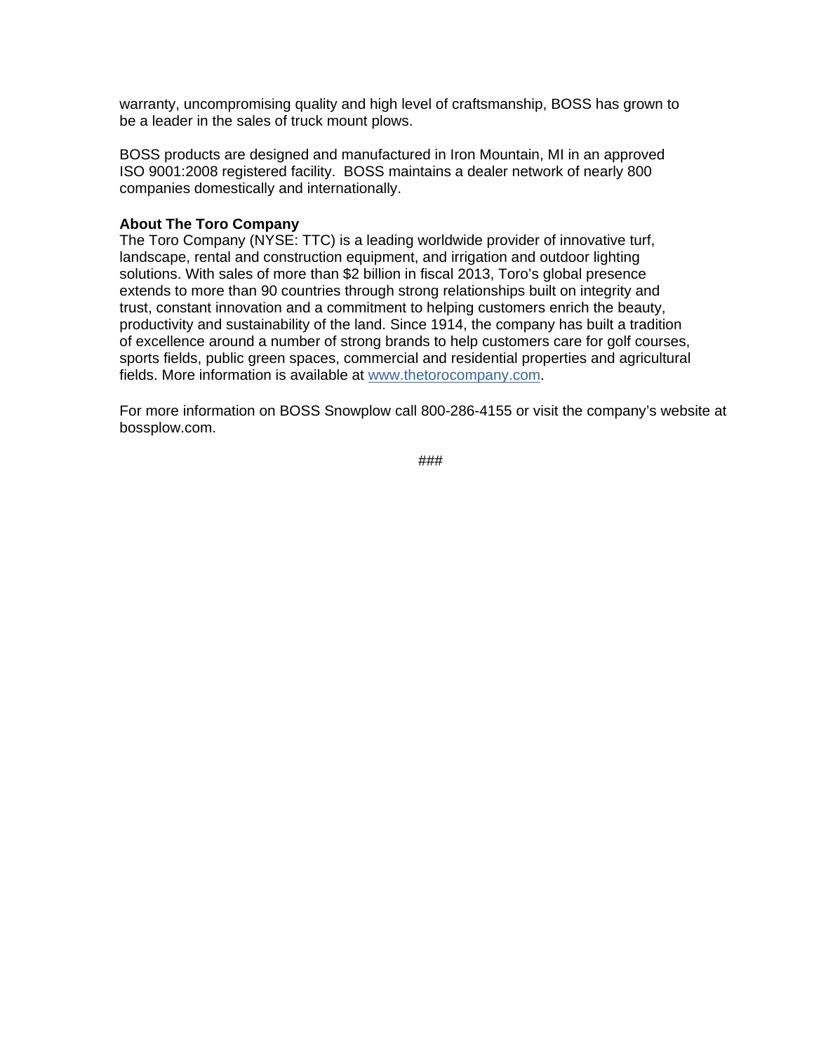warranty, uncompromising quality and high level of craftsmanship, BOSS has grown to be a leader in the sales of truck mount plows.

BOSS products are designed and manufactured in Iron Mountain, MI in an approved ISO 9001:2008 registered facility.  BOSS maintains a dealer network of nearly 800 companies domestically and internationally.

**About The Toro Company**
The Toro Company (NYSE: TTC) is a leading worldwide provider of innovative turf, landscape, rental and construction equipment, and irrigation and outdoor lighting solutions. With sales of more than $2 billion in fiscal 2013, Toro's global presence extends to more than 90 countries through strong relationships built on integrity and trust, constant innovation and a commitment to helping customers enrich the beauty, productivity and sustainability of the land. Since 1914, the company has built a tradition of excellence around a number of strong brands to help customers care for golf courses, sports fields, public green spaces, commercial and residential properties and agricultural fields. More information is available at [www.thetorocompany.com](http://www.thetorocompany.com).

For more information on BOSS Snowplow call 800-286-4155 or visit the company's website at bossplow.com.

###